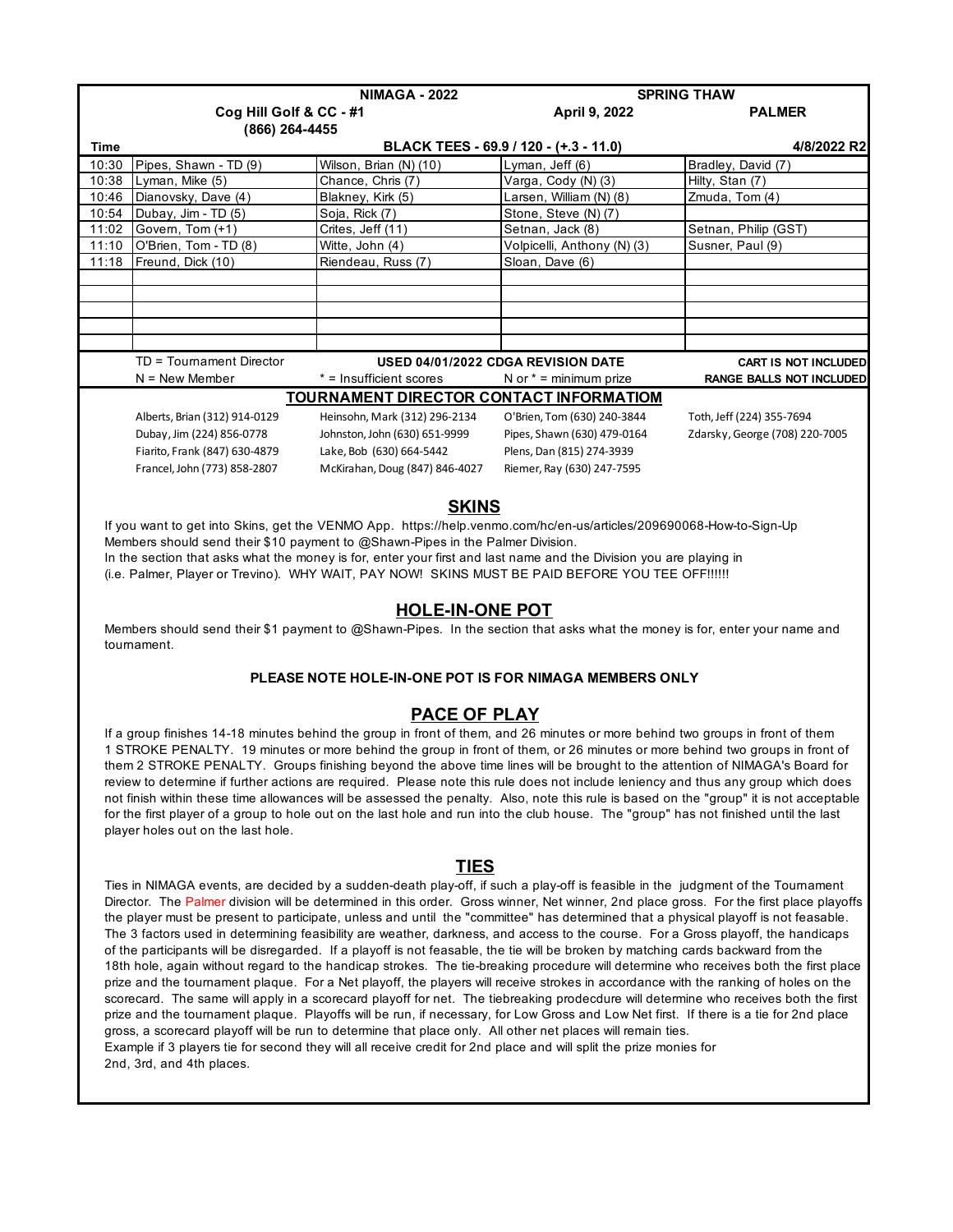| | NIMAGA - 2022 | | SPRING THAW | |
|---|---|---|---|---|
| | Cog Hill Golf & CC - #1 (866) 264-4455 | | April 9, 2022 | PALMER |
| **Time** | BLACK TEES - 69.9 / 120 - (+.3 - 11.0) | | | 4/8/2022 R2 |
| 10:30 | Pipes, Shawn - TD (9) | Wilson, Brian (N) (10) | Lyman, Jeff (6) | Bradley, David (7) |
| 10:38 | Lyman, Mike (5) | Chance, Chris (7) | Varga, Cody (N) (3) | Hilty, Stan (7) |
| 10:46 | Dianovsky, Dave (4) | Blakney, Kirk (5) | Larsen, William (N) (8) | Zmuda, Tom (4) |
| 10:54 | Dubay, Jim - TD (5) | Soja, Rick (7) | Stone, Steve (N) (7) | |
| 11:02 | Govern, Tom (+1) | Crites, Jeff (11) | Setnan, Jack (8) | Setnan, Philip (GST) |
| 11:10 | O'Brien, Tom - TD (8) | Witte, John (4) | Volpicelli, Anthony (N) (3) | Susner, Paul (9) |
| 11:18 | Freund, Dick (10) | Riendeau, Russ (7) | Sloan, Dave (6) | |
| | | | | |
| | | | | |
| | | | | |
| | | | | |
| | | | | |
| | TD = Tournament Director | USED 04/01/2022 CDGA REVISION DATE | | CART IS NOT INCLUDED |
| | N = New Member | * = Insufficient scores | N or * = minimum prize | RANGE BALLS NOT INCLUDED |

## TOURNAMENT DIRECTOR CONTACT INFORMATIOM

| | | | |
|---|---|---|---|
| Alberts, Brian (312) 914-0129 | Heinsohn, Mark (312) 296-2134 | O'Brien, Tom (630) 240-3844 | Toth, Jeff (224) 355-7694 |
| Dubay, Jim (224) 856-0778 | Johnston, John (630) 651-9999 | Pipes, Shawn (630) 479-0164 | Zdarsky, George (708) 220-7005 |
| Fiarito, Frank (847) 630-4879 | Lake, Bob (630) 664-5442 | Plens, Dan (815) 274-3939 | |
| Francel, John (773) 858-2807 | McKirahan, Doug (847) 846-4027 | Riemer, Ray (630) 247-7595 | |

## SKINS

If you want to get into Skins, get the VENMO App. https://help.venmo.com/hc/en-us/articles/209690068-How-to-Sign-Up
Members should send their $10 payment to @Shawn-Pipes in the Palmer Division.
In the section that asks what the money is for, enter your first and last name and the Division you are playing in
(i.e. Palmer, Player or Trevino). WHY WAIT, PAY NOW! SKINS MUST BE PAID BEFORE YOU TEE OFF!!!!!!

## HOLE-IN-ONE POT

Members should send their $1 payment to @Shawn-Pipes. In the section that asks what the money is for, enter your name and tournament.

**PLEASE NOTE HOLE-IN-ONE POT IS FOR NIMAGA MEMBERS ONLY**

## PACE OF PLAY

If a group finishes 14-18 minutes behind the group in front of them, and 26 minutes or more behind two groups in front of them 1 STROKE PENALTY. 19 minutes or more behind the group in front of them, or 26 minutes or more behind two groups in front of them 2 STROKE PENALTY. Groups finishing beyond the above time lines will be brought to the attention of NIMAGA's Board for review to determine if further actions are required. Please note this rule does not include leniency and thus any group which does not finish within these time allowances will be assessed the penalty. Also, note this rule is based on the "group" it is not acceptable for the first player of a group to hole out on the last hole and run into the club house. The "group" has not finished until the last player holes out on the last hole.

## TIES

Ties in NIMAGA events, are decided by a sudden-death play-off, if such a play-off is feasible in the judgment of the Tournament Director. The Palmer division will be determined in this order. Gross winner, Net winner, 2nd place gross. For the first place playoffs the player must be present to participate, unless and until the "committee" has determined that a physical playoff is not feasable. The 3 factors used in determining feasibility are weather, darkness, and access to the course. For a Gross playoff, the handicaps of the participants will be disregarded. If a playoff is not feasable, the tie will be broken by matching cards backward from the 18th hole, again without regard to the handicap strokes. The tie-breaking procedure will determine who receives both the first place prize and the tournament plaque. For a Net playoff, the players will receive strokes in accordance with the ranking of holes on the scorecard. The same will apply in a scorecard playoff for net. The tiebreaking prodecdure will determine who receives both the first prize and the tournament plaque. Playoffs will be run, if necessary, for Low Gross and Low Net first. If there is a tie for 2nd place gross, a scorecard playoff will be run to determine that place only. All other net places will remain ties.
Example if 3 players tie for second they will all receive credit for 2nd place and will split the prize monies for 2nd, 3rd, and 4th places.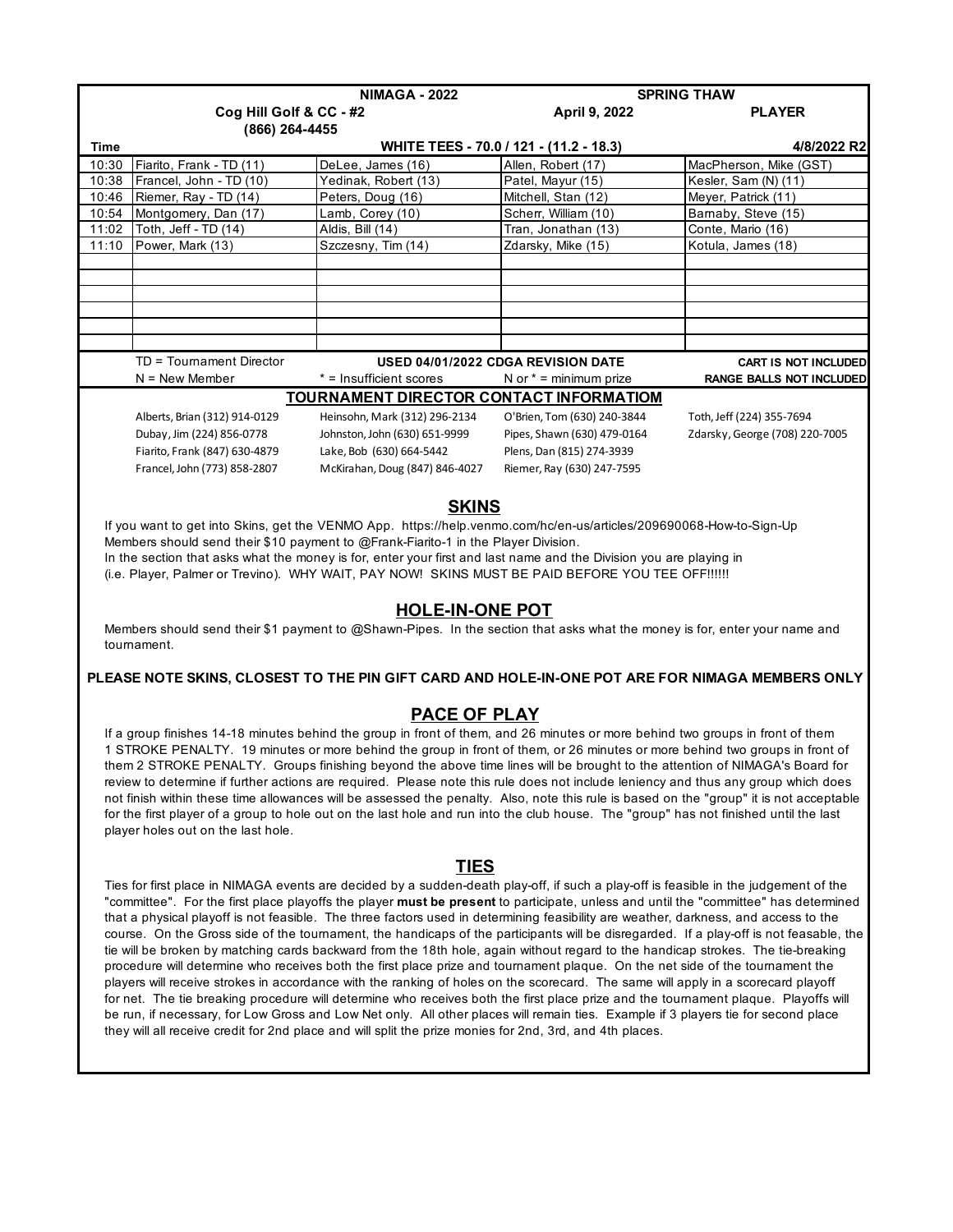| | NIMAGA - 2022 | | SPRING THAW | |
|---|---|---|---|---|
| | Cog Hill Golf & CC - #2 (866) 264-4455 | | April 9, 2022 | PLAYER |
| **Time** | WHITE TEES - 70.0 / 121 - (11.2 - 18.3) | | | 4/8/2022 R2 |
| 10:30 | Fiarito, Frank - TD (11) | DeLee, James (16) | Allen, Robert (17) | MacPherson, Mike (GST) |
| 10:38 | Francel, John - TD (10) | Yedinak, Robert (13) | Patel, Mayur (15) | Kesler, Sam (N) (11) |
| 10:46 | Riemer, Ray - TD (14) | Peters, Doug (16) | Mitchell, Stan (12) | Meyer, Patrick (11) |
| 10:54 | Montgomery, Dan (17) | Lamb, Corey (10) | Scherr, William (10) | Barnaby, Steve (15) |
| 11:02 | Toth, Jeff - TD (14) | Aldis, Bill (14) | Tran, Jonathan (13) | Conte, Mario (16) |
| 11:10 | Power, Mark (13) | Szczesny, Tim (14) | Zdarsky, Mike (15) | Kotula, James (18) |
| | | | | |
| | | | | |
| | | | | |
| | | | | |
| | | | | |
| | | | | |
| | TD = Tournament Director | USED 04/01/2022 CDGA REVISION DATE | | CART IS NOT INCLUDED |
| | N = New Member | * = Insufficient scores | N or * = minimum prize | RANGE BALLS NOT INCLUDED |

**TOURNAMENT DIRECTOR CONTACT INFORMATIOM**

| | | | |
|---|---|---|---|
| Alberts, Brian (312) 914-0129 | Heinsohn, Mark (312) 296-2134 | O'Brien, Tom (630) 240-3844 | Toth, Jeff (224) 355-7694 |
| Dubay, Jim (224) 856-0778 | Johnston, John (630) 651-9999 | Pipes, Shawn (630) 479-0164 | Zdarsky, George (708) 220-7005 |
| Fiarito, Frank (847) 630-4879 | Lake, Bob (630) 664-5442 | Plens, Dan (815) 274-3939 | |
| Francel, John (773) 858-2807 | McKirahan, Doug (847) 846-4027 | Riemer, Ray (630) 247-7595 | |

## SKINS

If you want to get into Skins, get the VENMO App. https://help.venmo.com/hc/en-us/articles/209690068-How-to-Sign-Up
Members should send their $10 payment to @Frank-Fiarito-1 in the Player Division.
In the section that asks what the money is for, enter your first and last name and the Division you are playing in (i.e. Player, Palmer or Trevino). WHY WAIT, PAY NOW! SKINS MUST BE PAID BEFORE YOU TEE OFF!!!!!!

## HOLE-IN-ONE POT

Members should send their $1 payment to @Shawn-Pipes. In the section that asks what the money is for, enter your name and tournament.

**PLEASE NOTE SKINS, CLOSEST TO THE PIN GIFT CARD AND HOLE-IN-ONE POT ARE FOR NIMAGA MEMBERS ONLY**

## PACE OF PLAY

If a group finishes 14-18 minutes behind the group in front of them, and 26 minutes or more behind two groups in front of them 1 STROKE PENALTY. 19 minutes or more behind the group in front of them, or 26 minutes or more behind two groups in front of them 2 STROKE PENALTY. Groups finishing beyond the above time lines will be brought to the attention of NIMAGA's Board for review to determine if further actions are required. Please note this rule does not include leniency and thus any group which does not finish within these time allowances will be assessed the penalty. Also, note this rule is based on the "group" it is not acceptable for the first player of a group to hole out on the last hole and run into the club house. The "group" has not finished until the last player holes out on the last hole.

## TIES

Ties for first place in NIMAGA events are decided by a sudden-death play-off, if such a play-off is feasible in the judgement of the "committee". For the first place playoffs the player **must be present** to participate, unless and until the "committee" has determined that a physical playoff is not feasible. The three factors used in determining feasibility are weather, darkness, and access to the course. On the Gross side of the tournament, the handicaps of the participants will be disregarded. If a play-off is not feasable, the tie will be broken by matching cards backward from the 18th hole, again without regard to the handicap strokes. The tie-breaking procedure will determine who receives both the first place prize and tournament plaque. On the net side of the tournament the players will receive strokes in accordance with the ranking of holes on the scorecard. The same will apply in a scorecard playoff for net. The tie breaking procedure will determine who receives both the first place prize and the tournament plaque. Playoffs will be run, if necessary, for Low Gross and Low Net only. All other places will remain ties. Example if 3 players tie for second place they will all receive credit for 2nd place and will split the prize monies for 2nd, 3rd, and 4th places.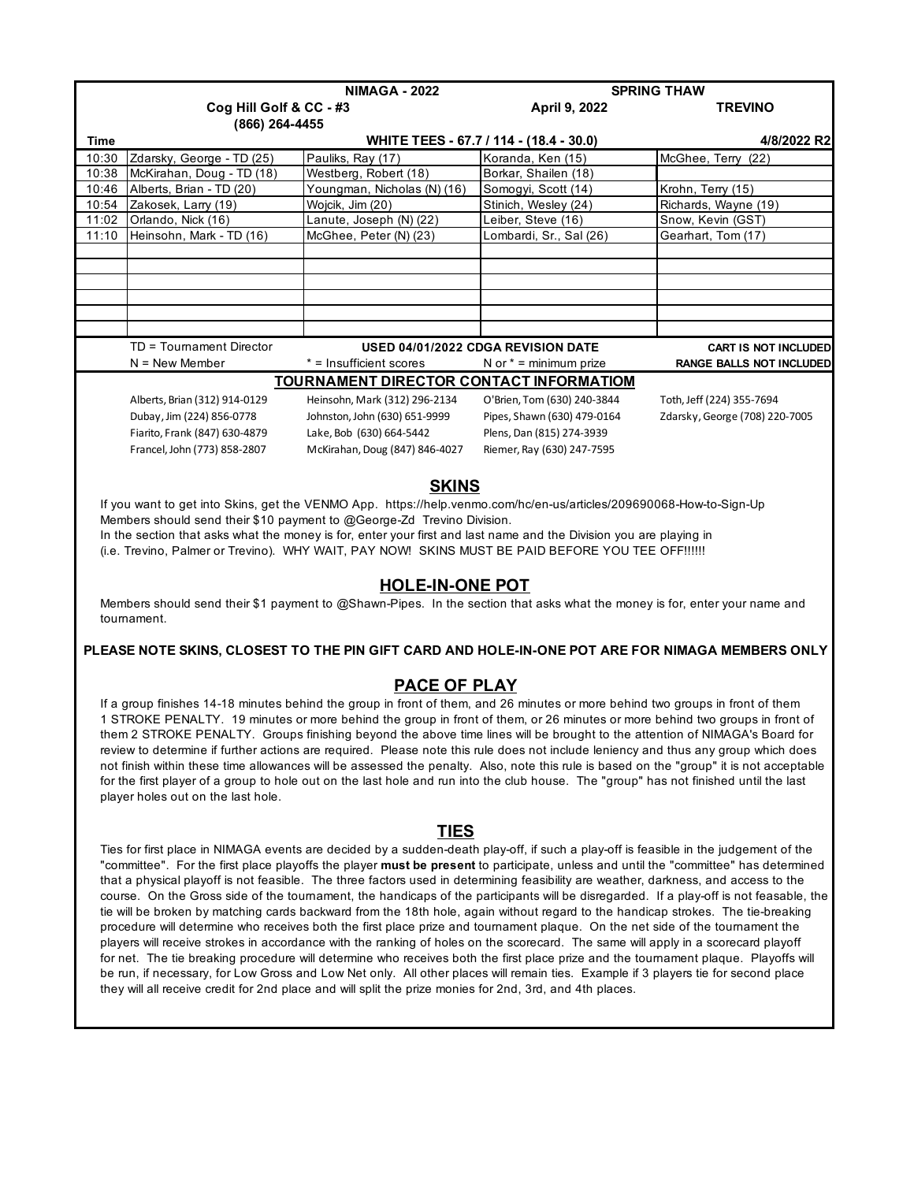| | | | | |
|---|---|---|---|---|
| | | **NIMAGA - 2022** | | **SPRING THAW** |
| | **Cog Hill Golf & CC - #3** | | **April 9, 2022** | **TREVINO** |
| | **(866) 264-4455** | | | |
| **Time** | | **WHITE TEES - 67.7 / 114 - (18.4 - 30.0)** | | **4/8/2022 R2** |
| 10:30 | Zdarsky, George - TD (25) | Pauliks, Ray (17) | Koranda, Ken (15) | McGhee, Terry (22) |
| 10:38 | McKirahan, Doug - TD (18) | Westberg, Robert (18) | Borkar, Shailen (18) | |
| 10:46 | Alberts, Brian - TD (20) | Youngman, Nicholas (N) (16) | Somogyi, Scott (14) | Krohn, Terry (15) |
| 10:54 | Zakosek, Larry (19) | Wojcik, Jim (20) | Stinich, Wesley (24) | Richards, Wayne (19) |
| 11:02 | Orlando, Nick (16) | Lanute, Joseph (N) (22) | Leiber, Steve (16) | Snow, Kevin (GST) |
| 11:10 | Heinsohn, Mark - TD (16) | McGhee, Peter (N) (23) | Lombardi, Sr., Sal (26) | Gearhart, Tom (17) |
| | | | | |
| | | | | |
| | | | | |
| | | | | |
| | | | | |
| | | | | |
| | TD = Tournament Director | **USED 04/01/2022 CDGA REVISION DATE** | | **CART IS NOT INCLUDED** |
| | N = New Member | * = Insufficient scores | N or * = minimum prize | **RANGE BALLS NOT INCLUDED** |

## TOURNAMENT DIRECTOR CONTACT INFORMATIOM

| | | | |
|---|---|---|---|
| Alberts, Brian (312) 914-0129 | Heinsohn, Mark (312) 296-2134 | O'Brien, Tom (630) 240-3844 | Toth, Jeff (224) 355-7694 |
| Dubay, Jim (224) 856-0778 | Johnston, John (630) 651-9999 | Pipes, Shawn (630) 479-0164 | Zdarsky, George (708) 220-7005 |
| Fiarito, Frank (847) 630-4879 | Lake, Bob (630) 664-5442 | Plens, Dan (815) 274-3939 | |
| Francel, John (773) 858-2807 | McKirahan, Doug (847) 846-4027 | Riemer, Ray (630) 247-7595 | |

## SKINS

If you want to get into Skins, get the VENMO App. https://help.venmo.com/hc/en-us/articles/209690068-How-to-Sign-Up
Members should send their $10 payment to @George-Zd Trevino Division.
In the section that asks what the money is for, enter your first and last name and the Division you are playing in (i.e. Trevino, Palmer or Trevino). WHY WAIT, PAY NOW! SKINS MUST BE PAID BEFORE YOU TEE OFF!!!!!!

## HOLE-IN-ONE POT

Members should send their $1 payment to @Shawn-Pipes. In the section that asks what the money is for, enter your name and tournament.

**PLEASE NOTE SKINS, CLOSEST TO THE PIN GIFT CARD AND HOLE-IN-ONE POT ARE FOR NIMAGA MEMBERS ONLY**

## PACE OF PLAY

If a group finishes 14-18 minutes behind the group in front of them, and 26 minutes or more behind two groups in front of them 1 STROKE PENALTY. 19 minutes or more behind the group in front of them, or 26 minutes or more behind two groups in front of them 2 STROKE PENALTY. Groups finishing beyond the above time lines will be brought to the attention of NIMAGA's Board for review to determine if further actions are required. Please note this rule does not include leniency and thus any group which does not finish within these time allowances will be assessed the penalty. Also, note this rule is based on the "group" it is not acceptable for the first player of a group to hole out on the last hole and run into the club house. The "group" has not finished until the last player holes out on the last hole.

## TIES

Ties for first place in NIMAGA events are decided by a sudden-death play-off, if such a play-off is feasible in the judgement of the "committee". For the first place playoffs the player **must be present** to participate, unless and until the "committee" has determined that a physical playoff is not feasible. The three factors used in determining feasibility are weather, darkness, and access to the course. On the Gross side of the tournament, the handicaps of the participants will be disregarded. If a play-off is not feasable, the tie will be broken by matching cards backward from the 18th hole, again without regard to the handicap strokes. The tie-breaking procedure will determine who receives both the first place prize and tournament plaque. On the net side of the tournament the players will receive strokes in accordance with the ranking of holes on the scorecard. The same will apply in a scorecard playoff for net. The tie breaking procedure will determine who receives both the first place prize and the tournament plaque. Playoffs will be run, if necessary, for Low Gross and Low Net only. All other places will remain ties. Example if 3 players tie for second place they will all receive credit for 2nd place and will split the prize monies for 2nd, 3rd, and 4th places.